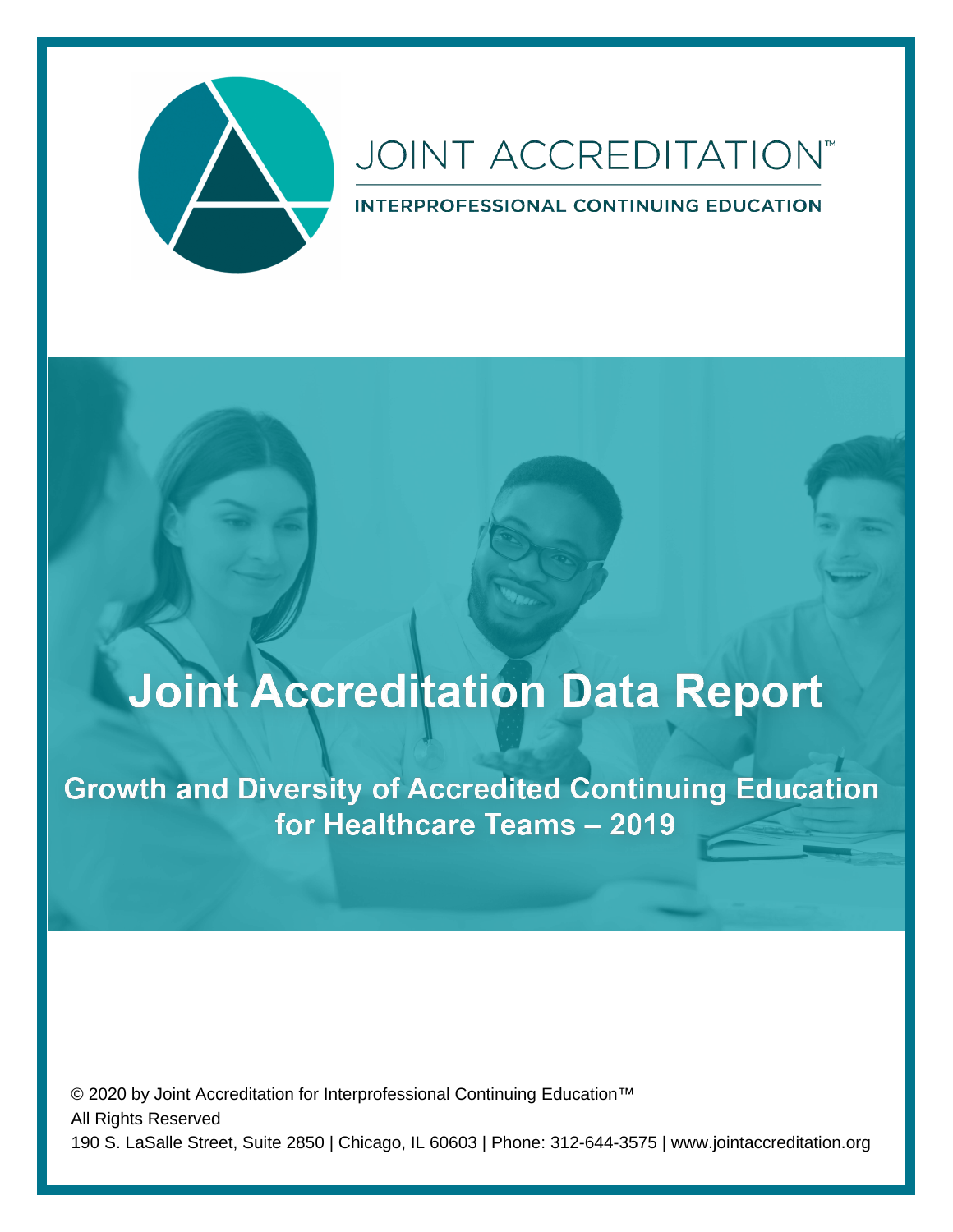JOINT ACCREDITATION™

INTERPROFESSIONAL CONTINUING EDUCATION

# Joint Accreditation Data Report

## Growth and Diversity of Accredited Continuing Education for Healthcare Teams – 2019

© 2020 by Joint Accreditation for Interprofessional Continuing Education™
All Rights Reserved
190 S. LaSalle Street, Suite 2850 | Chicago, IL 60603 | Phone: 312-644-3575 | www.jointaccreditation.org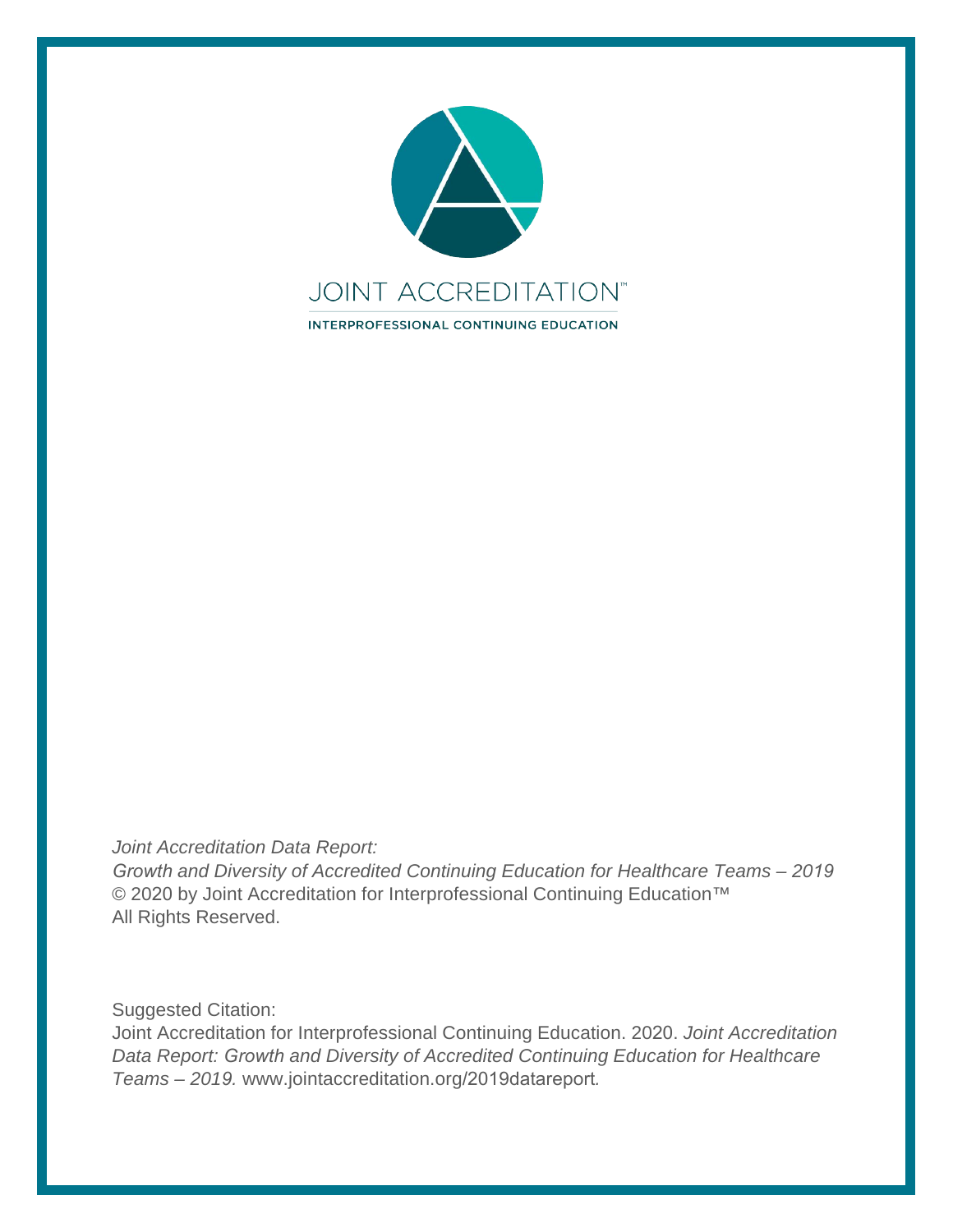JOINT ACCREDITATION™

INTERPROFESSIONAL CONTINUING EDUCATION

*Joint Accreditation Data Report:*
*Growth and Diversity of Accredited Continuing Education for Healthcare Teams – 2019*
© 2020 by Joint Accreditation for Interprofessional Continuing Education™
All Rights Reserved.

Suggested Citation:
Joint Accreditation for Interprofessional Continuing Education. 2020. *Joint Accreditation Data Report: Growth and Diversity of Accredited Continuing Education for Healthcare Teams – 2019.* www.jointaccreditation.org/2019datareport*.*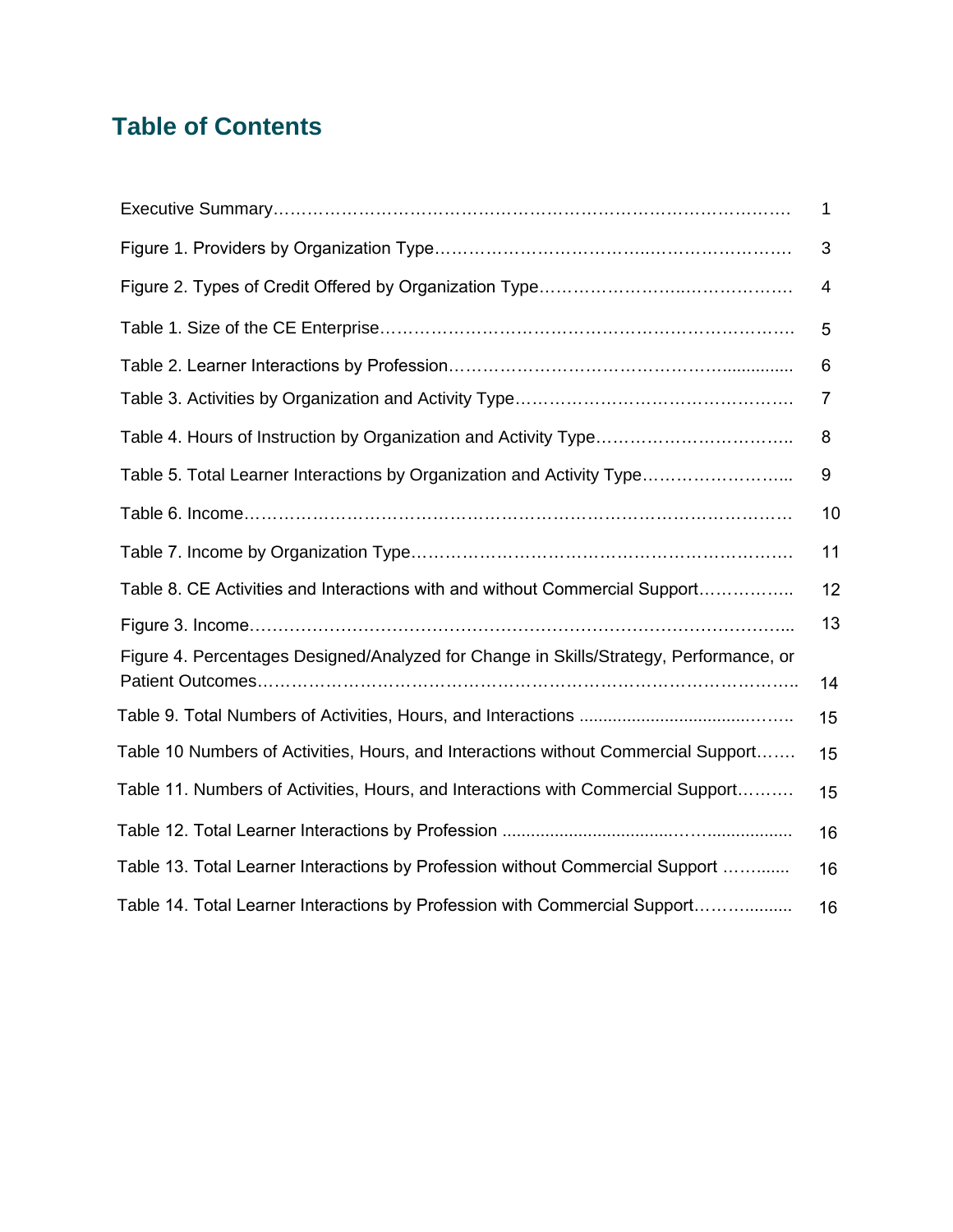# Table of Contents

| | |
|---|---|
| Executive Summary | 1 |
| Figure 1. Providers by Organization Type | 3 |
| Figure 2. Types of Credit Offered by Organization Type | 4 |
| Table 1. Size of the CE Enterprise | 5 |
| Table 2. Learner Interactions by Profession | 6 |
| Table 3. Activities by Organization and Activity Type | 7 |
| Table 4. Hours of Instruction by Organization and Activity Type | 8 |
| Table 5. Total Learner Interactions by Organization and Activity Type | 9 |
| Table 6. Income | 10 |
| Table 7. Income by Organization Type | 11 |
| Table 8. CE Activities and Interactions with and without Commercial Support | 12 |
| Figure 3. Income | 13 |
| Figure 4. Percentages Designed/Analyzed for Change in Skills/Strategy, Performance, or Patient Outcomes | 14 |
| Table 9. Total Numbers of Activities, Hours, and Interactions | 15 |
| Table 10 Numbers of Activities, Hours, and Interactions without Commercial Support | 15 |
| Table 11. Numbers of Activities, Hours, and Interactions with Commercial Support | 15 |
| Table 12. Total Learner Interactions by Profession | 16 |
| Table 13. Total Learner Interactions by Profession without Commercial Support | 16 |
| Table 14. Total Learner Interactions by Profession with Commercial Support | 16 |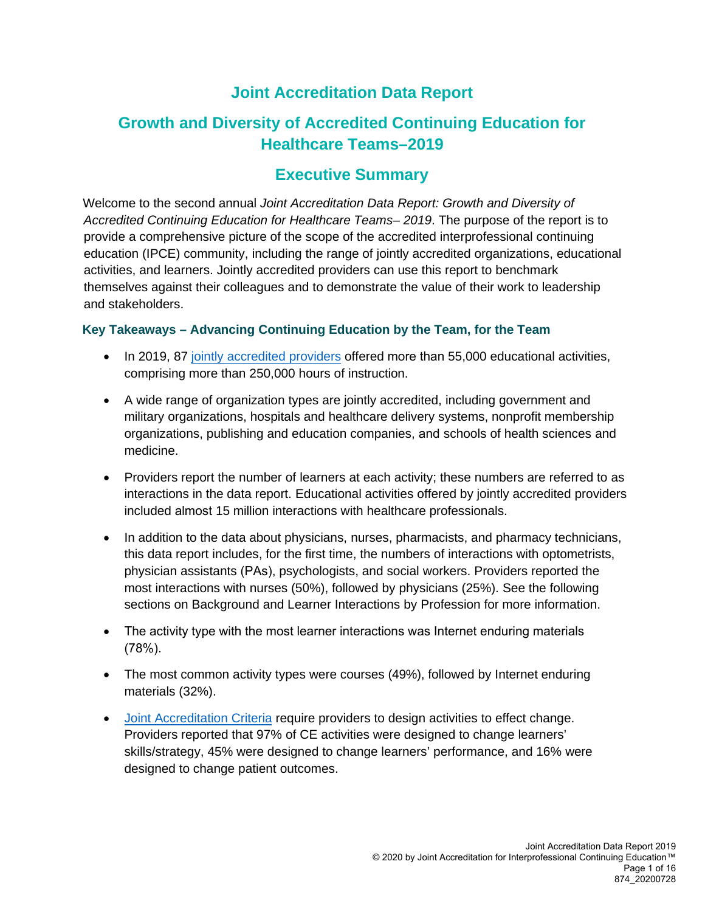# Joint Accreditation Data Report

## Growth and Diversity of Accredited Continuing Education for Healthcare Teams–2019

## Executive Summary

Welcome to the second annual *Joint Accreditation Data Report: Growth and Diversity of Accredited Continuing Education for Healthcare Teams– 2019*. The purpose of the report is to provide a comprehensive picture of the scope of the accredited interprofessional continuing education (IPCE) community, including the range of jointly accredited organizations, educational activities, and learners. Jointly accredited providers can use this report to benchmark themselves against their colleagues and to demonstrate the value of their work to leadership and stakeholders.

### Key Takeaways – Advancing Continuing Education by the Team, for the Team

- In 2019, 87 jointly accredited providers offered more than 55,000 educational activities, comprising more than 250,000 hours of instruction.
- A wide range of organization types are jointly accredited, including government and military organizations, hospitals and healthcare delivery systems, nonprofit membership organizations, publishing and education companies, and schools of health sciences and medicine.
- Providers report the number of learners at each activity; these numbers are referred to as interactions in the data report. Educational activities offered by jointly accredited providers included almost 15 million interactions with healthcare professionals.
- In addition to the data about physicians, nurses, pharmacists, and pharmacy technicians, this data report includes, for the first time, the numbers of interactions with optometrists, physician assistants (PAs), psychologists, and social workers. Providers reported the most interactions with nurses (50%), followed by physicians (25%). See the following sections on Background and Learner Interactions by Profession for more information.
- The activity type with the most learner interactions was Internet enduring materials (78%).
- The most common activity types were courses (49%), followed by Internet enduring materials (32%).
- Joint Accreditation Criteria require providers to design activities to effect change. Providers reported that 97% of CE activities were designed to change learners' skills/strategy, 45% were designed to change learners' performance, and 16% were designed to change patient outcomes.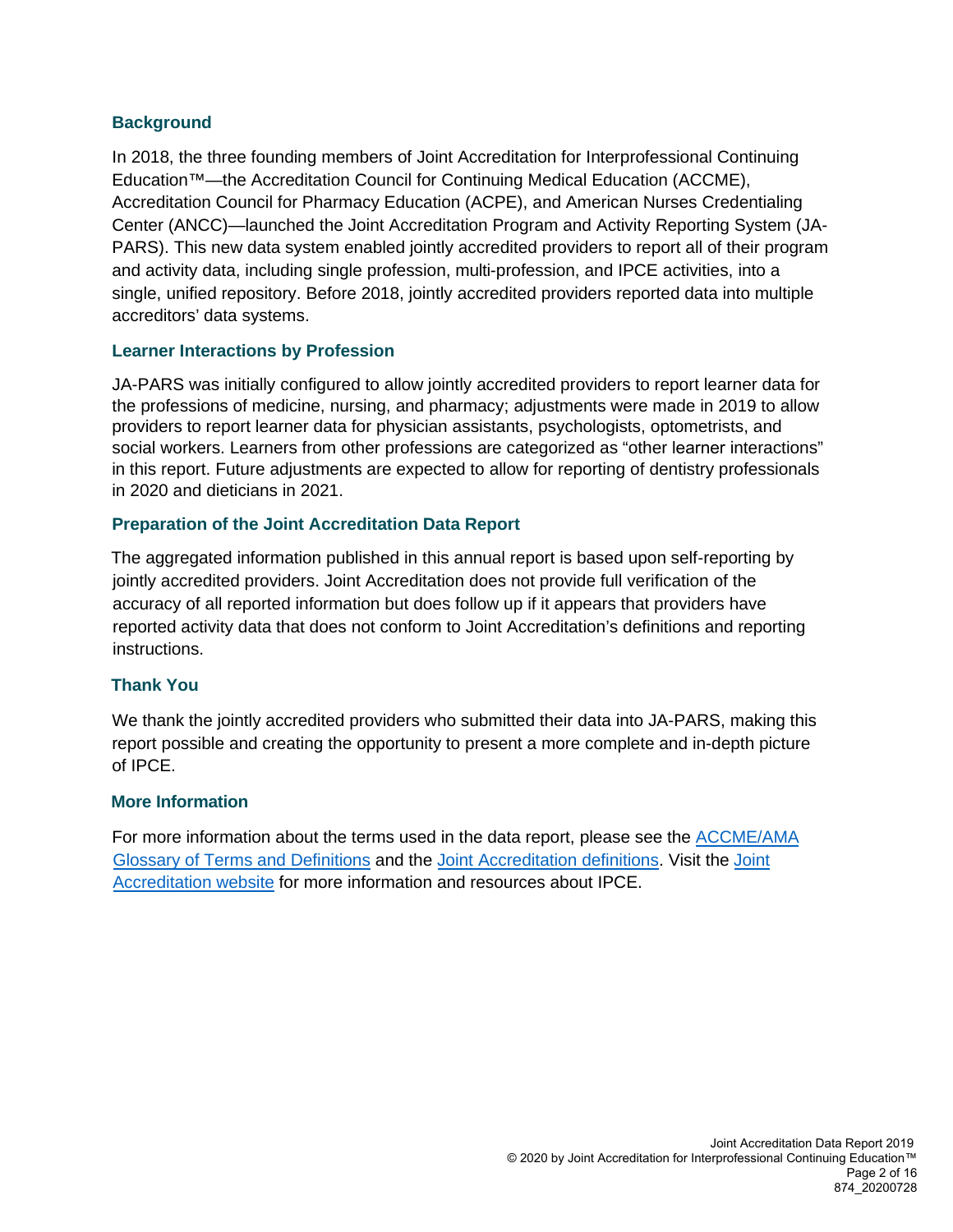## Background

In 2018, the three founding members of Joint Accreditation for Interprofessional Continuing Education™—the Accreditation Council for Continuing Medical Education (ACCME), Accreditation Council for Pharmacy Education (ACPE), and American Nurses Credentialing Center (ANCC)—launched the Joint Accreditation Program and Activity Reporting System (JA-PARS). This new data system enabled jointly accredited providers to report all of their program and activity data, including single profession, multi-profession, and IPCE activities, into a single, unified repository. Before 2018, jointly accredited providers reported data into multiple accreditors' data systems.

## Learner Interactions by Profession

JA-PARS was initially configured to allow jointly accredited providers to report learner data for the professions of medicine, nursing, and pharmacy; adjustments were made in 2019 to allow providers to report learner data for physician assistants, psychologists, optometrists, and social workers. Learners from other professions are categorized as "other learner interactions" in this report. Future adjustments are expected to allow for reporting of dentistry professionals in 2020 and dieticians in 2021.

## Preparation of the Joint Accreditation Data Report

The aggregated information published in this annual report is based upon self-reporting by jointly accredited providers. Joint Accreditation does not provide full verification of the accuracy of all reported information but does follow up if it appears that providers have reported activity data that does not conform to Joint Accreditation's definitions and reporting instructions.

## Thank You

We thank the jointly accredited providers who submitted their data into JA-PARS, making this report possible and creating the opportunity to present a more complete and in-depth picture of IPCE.

## More Information

For more information about the terms used in the data report, please see the ACCME/AMA Glossary of Terms and Definitions and the Joint Accreditation definitions. Visit the Joint Accreditation website for more information and resources about IPCE.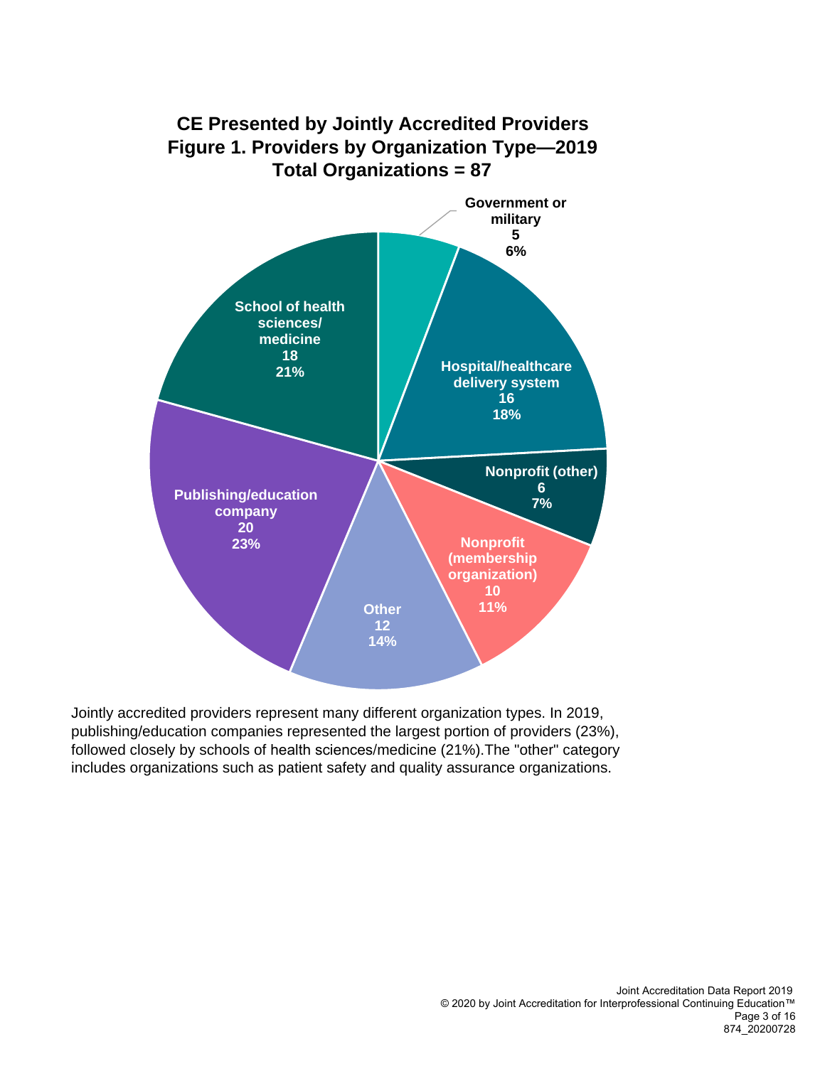## CE Presented by Jointly Accredited Providers
## Figure 1. Providers by Organization Type—2019
## Total Organizations = 87

| Organization Type | Number | Percent |
| --- | --- | --- |
| Government or military | 5 | 6% |
| Hospital/healthcare delivery system | 16 | 18% |
| Nonprofit (other) | 6 | 7% |
| Nonprofit (membership organization) | 10 | 11% |
| Other | 12 | 14% |
| Publishing/education company | 20 | 23% |
| School of health sciences/ medicine | 18 | 21% |

Jointly accredited providers represent many different organization types. In 2019, publishing/education companies represented the largest portion of providers (23%), followed closely by schools of health sciences/medicine (21%).The "other" category includes organizations such as patient safety and quality assurance organizations.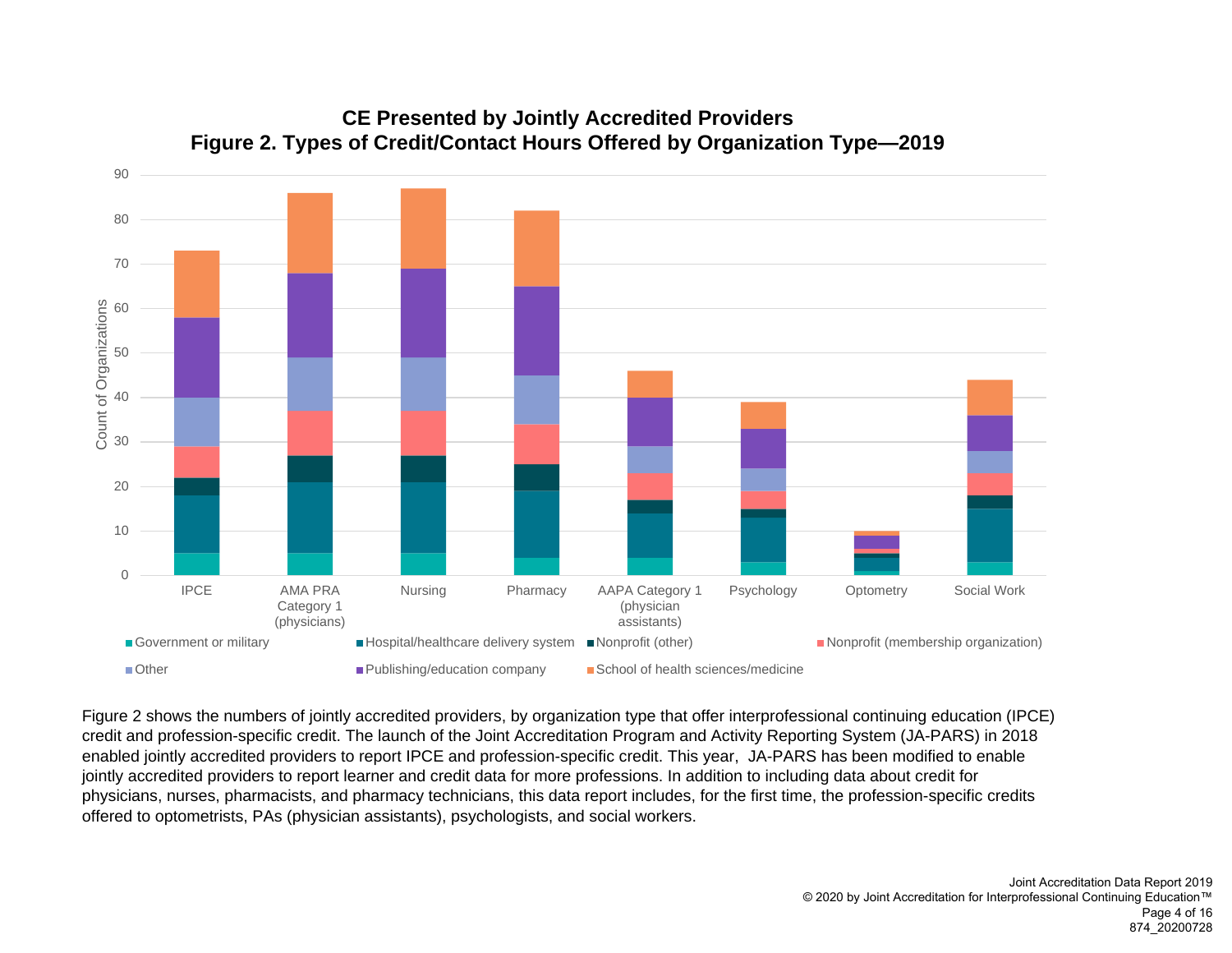## CE Presented by Jointly Accredited Providers

### Figure 2. Types of Credit/Contact Hours Offered by Organization Type—2019

Figure 2 shows the numbers of jointly accredited providers, by organization type that offer interprofessional continuing education (IPCE) credit and profession-specific credit. The launch of the Joint Accreditation Program and Activity Reporting System (JA-PARS) in 2018 enabled jointly accredited providers to report IPCE and profession-specific credit. This year, JA-PARS has been modified to enable jointly accredited providers to report learner and credit data for more professions. In addition to including data about credit for physicians, nurses, pharmacists, and pharmacy technicians, this data report includes, for the first time, the profession-specific credits offered to optometrists, PAs (physician assistants), psychologists, and social workers.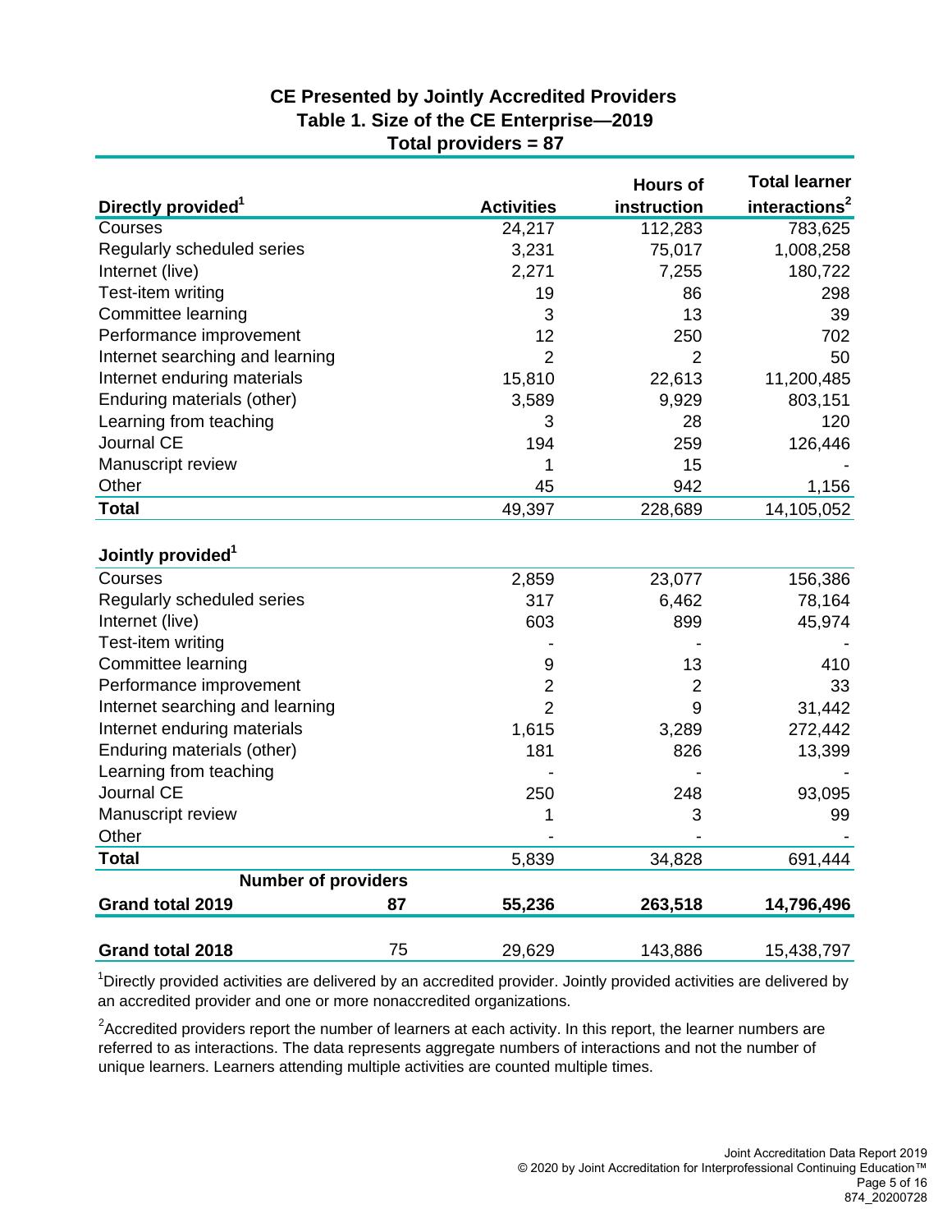## CE Presented by Jointly Accredited Providers

### Table 1. Size of the CE Enterprise—2019

**Total providers = 87**

| Directly provided[1] | | Activities | Hours of instruction | Total learner interactions[2] |
|---|---|---|---|---|
| Courses | | 24,217 | 112,283 | 783,625 |
| Regularly scheduled series | | 3,231 | 75,017 | 1,008,258 |
| Internet (live) | | 2,271 | 7,255 | 180,722 |
| Test-item writing | | 19 | 86 | 298 |
| Committee learning | | 3 | 13 | 39 |
| Performance improvement | | 12 | 250 | 702 |
| Internet searching and learning | | 2 | 2 | 50 |
| Internet enduring materials | | 15,810 | 22,613 | 11,200,485 |
| Enduring materials (other) | | 3,589 | 9,929 | 803,151 |
| Learning from teaching | | 3 | 28 | 120 |
| Journal CE | | 194 | 259 | 126,446 |
| Manuscript review | | 1 | 15 | - |
| Other | | 45 | 942 | 1,156 |
| **Total** | | 49,397 | 228,689 | 14,105,052 |
| **Jointly provided[1]** | | | | |
| Courses | | 2,859 | 23,077 | 156,386 |
| Regularly scheduled series | | 317 | 6,462 | 78,164 |
| Internet (live) | | 603 | 899 | 45,974 |
| Test-item writing | | - | - | - |
| Committee learning | | 9 | 13 | 410 |
| Performance improvement | | 2 | 2 | 33 |
| Internet searching and learning | | 2 | 9 | 31,442 |
| Internet enduring materials | | 1,615 | 3,289 | 272,442 |
| Enduring materials (other) | | 181 | 826 | 13,399 |
| Learning from teaching | | - | - | - |
| Journal CE | | 250 | 248 | 93,095 |
| Manuscript review | | 1 | 3 | 99 |
| Other | | - | - | - |
| **Total** | | 5,839 | 34,828 | 691,444 |
| | **Number of providers** | | | |
| **Grand total 2019** | **87** | **55,236** | **263,518** | **14,796,496** |
| **Grand total 2018** | 75 | 29,629 | 143,886 | 15,438,797 |

[1]Directly provided activities are delivered by an accredited provider. Jointly provided activities are delivered by an accredited provider and one or more nonaccredited organizations.

[2]Accredited providers report the number of learners at each activity. In this report, the learner numbers are referred to as interactions. The data represents aggregate numbers of interactions and not the number of unique learners. Learners attending multiple activities are counted multiple times.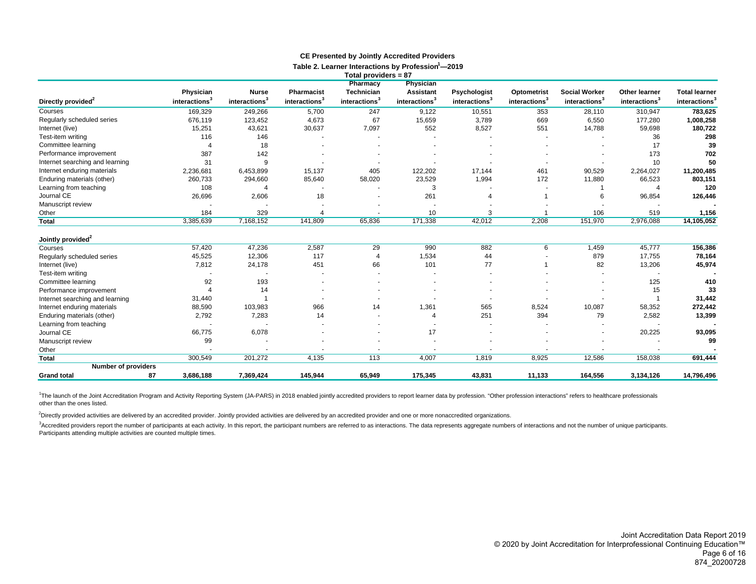## CE Presented by Jointly Accredited Providers

### Table 2. Learner Interactions by Profession[1]—2019

Total providers = 87

| Directly provided[2] | Physician interactions[3] | Nurse interactions[3] | Pharmacist interactions[3] | Pharmacy Technician interactions[3] | Physician Assistant interactions[3] | Psychologist interactions[3] | Optometrist interactions[3] | Social Worker interactions[3] | Other learner interactions[3] | Total learner interactions[3] |
|---|---|---|---|---|---|---|---|---|---|---|
| Courses | 169,329 | 249,266 | 5,700 | 247 | 9,122 | 10,551 | 353 | 28,110 | 310,947 | **783,625** |
| Regularly scheduled series | 676,119 | 123,452 | 4,673 | 67 | 15,659 | 3,789 | 669 | 6,550 | 177,280 | **1,008,258** |
| Internet (live) | 15,251 | 43,621 | 30,637 | 7,097 | 552 | 8,527 | 551 | 14,788 | 59,698 | **180,722** |
| Test-item writing | 116 | 146 | - | - | - | - | - | - | 36 | **298** |
| Committee learning | 4 | 18 | - | - | - | - | - | - | 17 | **39** |
| Performance improvement | 387 | 142 | - | - | - | - | - | - | 173 | **702** |
| Internet searching and learning | 31 | 9 | - | - | - | - | - | - | 10 | **50** |
| Internet enduring materials | 2,236,681 | 6,453,899 | 15,137 | 405 | 122,202 | 17,144 | 461 | 90,529 | 2,264,027 | **11,200,485** |
| Enduring materials (other) | 260,733 | 294,660 | 85,640 | 58,020 | 23,529 | 1,994 | 172 | 11,880 | 66,523 | **803,151** |
| Learning from teaching | 108 | 4 | - | - | 3 | - | - | 1 | 4 | **120** |
| Journal CE | 26,696 | 2,606 | 18 | - | 261 | 4 | 1 | 6 | 96,854 | **126,446** |
| Manuscript review | - | - | - | - | - | - | - | - | - | **-** |
| Other | 184 | 329 | 4 | - | 10 | 3 | 1 | 106 | 519 | **1,156** |
| **Total** | 3,385,639 | 7,168,152 | 141,809 | 65,836 | 171,338 | 42,012 | 2,208 | 151,970 | 2,976,088 | **14,105,052** |
| **Jointly provided[2]** | | | | | | | | | | |
| Courses | 57,420 | 47,236 | 2,587 | 29 | 990 | 882 | 6 | 1,459 | 45,777 | **156,386** |
| Regularly scheduled series | 45,525 | 12,306 | 117 | 4 | 1,534 | 44 | - | 879 | 17,755 | **78,164** |
| Internet (live) | 7,812 | 24,178 | 451 | 66 | 101 | 77 | 1 | 82 | 13,206 | **45,974** |
| Test-item writing | - | - | - | - | - | - | - | - | - | **-** |
| Committee learning | 92 | 193 | - | - | - | - | - | - | 125 | **410** |
| Performance improvement | 4 | 14 | - | - | - | - | - | - | 15 | **33** |
| Internet searching and learning | 31,440 | 1 | - | - | - | - | - | - | 1 | **31,442** |
| Internet enduring materials | 88,590 | 103,983 | 966 | 14 | 1,361 | 565 | 8,524 | 10,087 | 58,352 | **272,442** |
| Enduring materials (other) | 2,792 | 7,283 | 14 | - | 4 | 251 | 394 | 79 | 2,582 | **13,399** |
| Learning from teaching | - | - | - | - | - | - | - | - | - | **-** |
| Journal CE | 66,775 | 6,078 | - | - | 17 | - | - | - | 20,225 | **93,095** |
| Manuscript review | 99 | - | - | - | - | - | - | - | - | **99** |
| Other | - | - | - | - | - | - | - | - | - | **-** |
| **Total** | 300,549 | 201,272 | 4,135 | 113 | 4,007 | 1,819 | 8,925 | 12,586 | 158,038 | **691,444** |
| **Grand total** (Number of providers: 87) | **3,686,188** | **7,369,424** | **145,944** | **65,949** | **175,345** | **43,831** | **11,133** | **164,556** | **3,134,126** | **14,796,496** |

[1]The launch of the Joint Accreditation Program and Activity Reporting System (JA-PARS) in 2018 enabled jointly accredited providers to report learner data by profession. "Other profession interactions" refers to healthcare professionals other than the ones listed.

[2]Directly provided activities are delivered by an accredited provider. Jointly provided activities are delivered by an accredited provider and one or more nonaccredited organizations.

[3]Accredited providers report the number of participants at each activity. In this report, the participant numbers are referred to as interactions. The data represents aggregate numbers of interactions and not the number of unique participants. Participants attending multiple activities are counted multiple times.

Joint Accreditation Data Report 2019
© 2020 by Joint Accreditation for Interprofessional Continuing Education™
874_20200728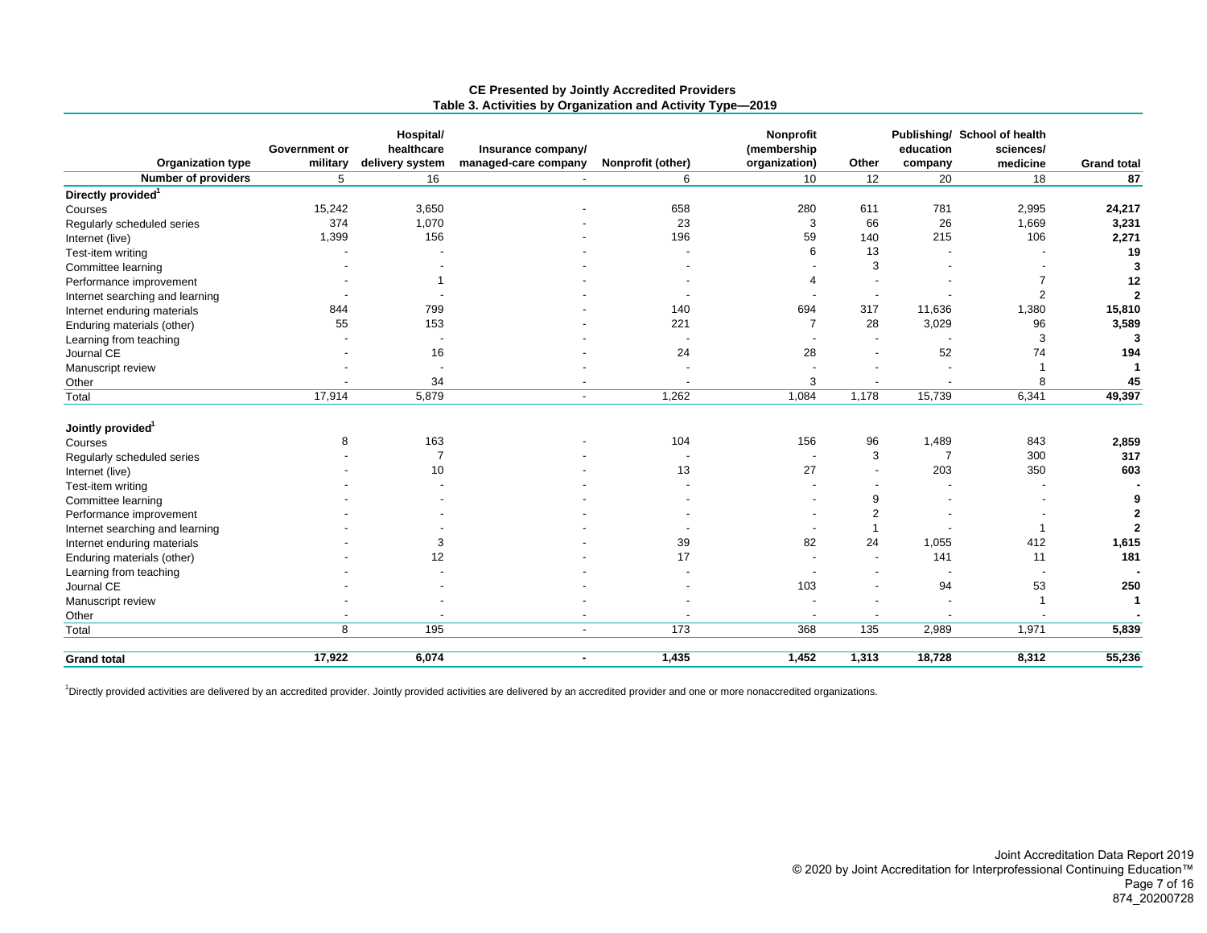**CE Presented by Jointly Accredited Providers**
**Table 3. Activities by Organization and Activity Type—2019**

| Organization type | Government or military | Hospital/ healthcare delivery system | Insurance company/ managed-care company | Nonprofit (other) | Nonprofit (membership organization) | Other | Publishing/ education company | School of health sciences/ medicine | Grand total |
|---|---|---|---|---|---|---|---|---|---|
| **Number of providers** | 5 | 16 | - | 6 | 10 | 12 | 20 | 18 | **87** |
| **Directly provided[1]** | | | | | | | | | |
| Courses | 15,242 | 3,650 | - | 658 | 280 | 611 | 781 | 2,995 | **24,217** |
| Regularly scheduled series | 374 | 1,070 | - | 23 | 3 | 66 | 26 | 1,669 | **3,231** |
| Internet (live) | 1,399 | 156 | - | 196 | 59 | 140 | 215 | 106 | **2,271** |
| Test-item writing | - | - | - | - | 6 | 13 | - | - | **19** |
| Committee learning | - | - | - | - | - | 3 | - | - | **3** |
| Performance improvement | - | 1 | - | - | 4 | - | - | 7 | **12** |
| Internet searching and learning | - | - | - | - | - | - | - | 2 | **2** |
| Internet enduring materials | 844 | 799 | - | 140 | 694 | 317 | 11,636 | 1,380 | **15,810** |
| Enduring materials (other) | 55 | 153 | - | 221 | 7 | 28 | 3,029 | 96 | **3,589** |
| Learning from teaching | - | - | - | - | - | - | - | 3 | **3** |
| Journal CE | - | 16 | - | 24 | 28 | - | 52 | 74 | **194** |
| Manuscript review | - | - | - | - | - | - | - | 1 | **1** |
| Other | - | 34 | - | - | 3 | - | - | 8 | **45** |
| Total | 17,914 | 5,879 | - | 1,262 | 1,084 | 1,178 | 15,739 | 6,341 | **49,397** |
| **Jointly provided[1]** | | | | | | | | | |
| Courses | 8 | 163 | - | 104 | 156 | 96 | 1,489 | 843 | **2,859** |
| Regularly scheduled series | - | 7 | - | - | - | 3 | 7 | 300 | **317** |
| Internet (live) | - | 10 | - | 13 | 27 | - | 203 | 350 | **603** |
| Test-item writing | - | - | - | - | - | - | - | - | **-** |
| Committee learning | - | - | - | - | - | 9 | - | - | **9** |
| Performance improvement | - | - | - | - | - | 2 | - | - | **2** |
| Internet searching and learning | - | - | - | - | - | 1 | - | 1 | **2** |
| Internet enduring materials | - | 3 | - | 39 | 82 | 24 | 1,055 | 412 | **1,615** |
| Enduring materials (other) | - | 12 | - | 17 | - | - | 141 | 11 | **181** |
| Learning from teaching | - | - | - | - | - | - | - | - | **-** |
| Journal CE | - | - | - | - | 103 | - | 94 | 53 | **250** |
| Manuscript review | - | - | - | - | - | - | - | 1 | **1** |
| Other | - | - | - | - | - | - | - | - | **-** |
| Total | 8 | 195 | - | 173 | 368 | 135 | 2,989 | 1,971 | **5,839** |
| **Grand total** | **17,922** | **6,074** | **-** | **1,435** | **1,452** | **1,313** | **18,728** | **8,312** | **55,236** |

[1]Directly provided activities are delivered by an accredited provider. Jointly provided activities are delivered by an accredited provider and one or more nonaccredited organizations.

Joint Accreditation Data Report 2019
© 2020 by Joint Accreditation for Interprofessional Continuing Education™
874_20200728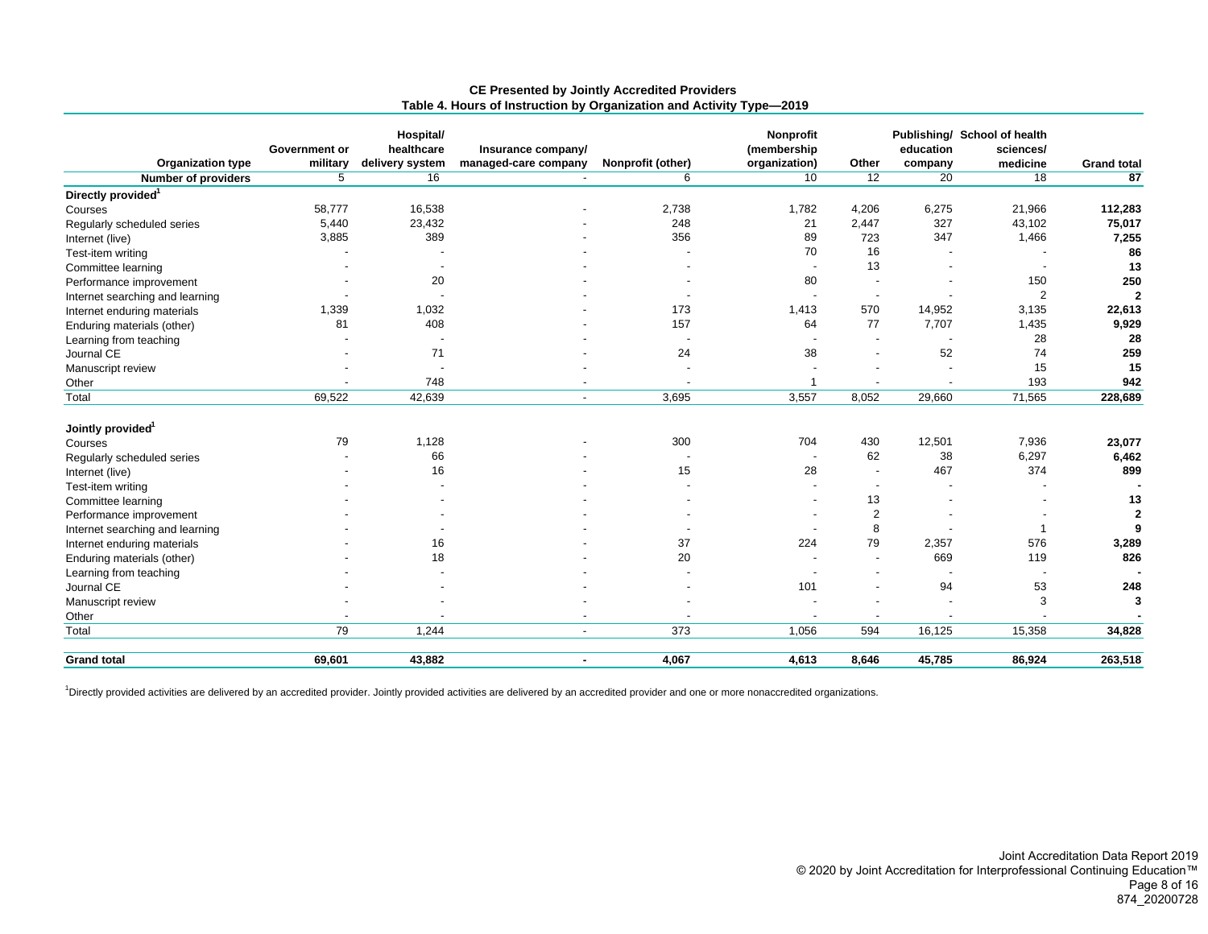**CE Presented by Jointly Accredited Providers**
**Table 4. Hours of Instruction by Organization and Activity Type—2019**

| Organization type | Government or military | Hospital/ healthcare delivery system | Insurance company/ managed-care company | Nonprofit (other) | Nonprofit (membership organization) | Other | Publishing/ education company | School of health sciences/ medicine | Grand total |
|---|---|---|---|---|---|---|---|---|---|
| **Number of providers** | 5 | 16 | - | 6 | 10 | 12 | 20 | 18 | 87 |
| **Directly provided[1]** | | | | | | | | | |
| Courses | 58,777 | 16,538 | - | 2,738 | 1,782 | 4,206 | 6,275 | 21,966 | **112,283** |
| Regularly scheduled series | 5,440 | 23,432 | - | 248 | 21 | 2,447 | 327 | 43,102 | **75,017** |
| Internet (live) | 3,885 | 389 | - | 356 | 89 | 723 | 347 | 1,466 | **7,255** |
| Test-item writing | - | - | - | - | 70 | 16 | - | - | **86** |
| Committee learning | - | - | - | - | - | 13 | - | - | **13** |
| Performance improvement | - | 20 | - | - | 80 | - | - | 150 | **250** |
| Internet searching and learning | - | - | - | - | - | - | - | 2 | **2** |
| Internet enduring materials | 1,339 | 1,032 | - | 173 | 1,413 | 570 | 14,952 | 3,135 | **22,613** |
| Enduring materials (other) | 81 | 408 | - | 157 | 64 | 77 | 7,707 | 1,435 | **9,929** |
| Learning from teaching | - | - | - | - | - | - | - | 28 | **28** |
| Journal CE | - | 71 | - | 24 | 38 | - | 52 | 74 | **259** |
| Manuscript review | - | - | - | - | - | - | - | 15 | **15** |
| Other | - | 748 | - | - | 1 | - | - | 193 | **942** |
| Total | 69,522 | 42,639 | - | 3,695 | 3,557 | 8,052 | 29,660 | 71,565 | **228,689** |
| **Jointly provided[1]** | | | | | | | | | |
| Courses | 79 | 1,128 | - | 300 | 704 | 430 | 12,501 | 7,936 | **23,077** |
| Regularly scheduled series | - | 66 | - | - | - | 62 | 38 | 6,297 | **6,462** |
| Internet (live) | - | 16 | - | 15 | 28 | - | 467 | 374 | **899** |
| Test-item writing | - | - | - | - | - | - | - | - | **-** |
| Committee learning | - | - | - | - | - | 13 | - | - | **13** |
| Performance improvement | - | - | - | - | - | 2 | - | - | **2** |
| Internet searching and learning | - | - | - | - | - | 8 | - | 1 | **9** |
| Internet enduring materials | - | 16 | - | 37 | 224 | 79 | 2,357 | 576 | **3,289** |
| Enduring materials (other) | - | 18 | - | 20 | - | - | 669 | 119 | **826** |
| Learning from teaching | - | - | - | - | - | - | - | - | **-** |
| Journal CE | - | - | - | - | 101 | - | 94 | 53 | **248** |
| Manuscript review | - | - | - | - | - | - | - | 3 | **3** |
| Other | - | - | - | - | - | - | - | - | **-** |
| Total | 79 | 1,244 | - | 373 | 1,056 | 594 | 16,125 | 15,358 | **34,828** |
| **Grand total** | **69,601** | **43,882** | **-** | **4,067** | **4,613** | **8,646** | **45,785** | **86,924** | **263,518** |

[1]Directly provided activities are delivered by an accredited provider. Jointly provided activities are delivered by an accredited provider and one or more nonaccredited organizations.

Joint Accreditation Data Report 2019
© 2020 by Joint Accreditation for Interprofessional Continuing Education™
874_20200728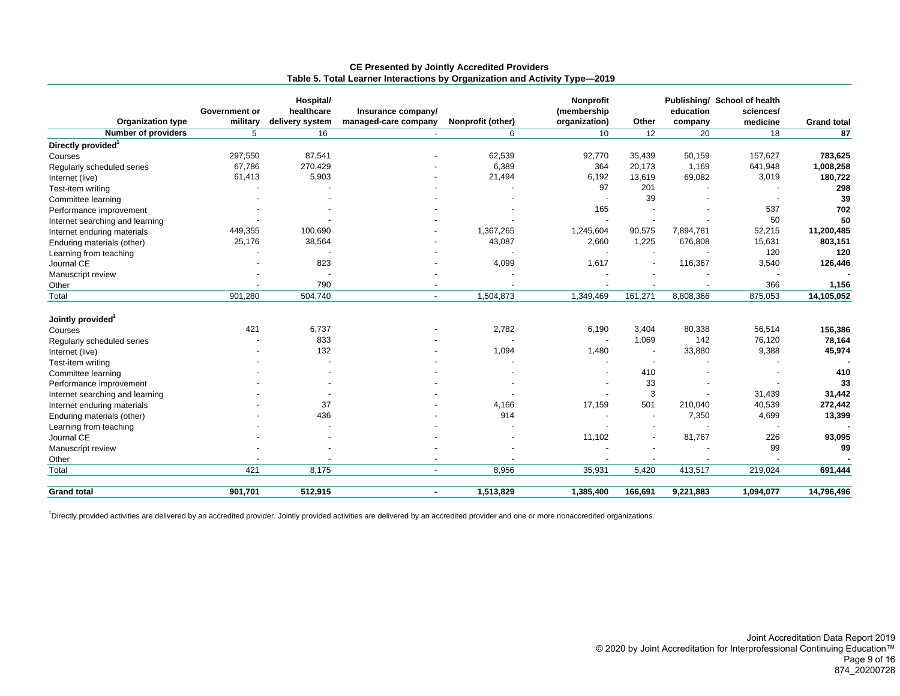**CE Presented by Jointly Accredited Providers**
**Table 5. Total Learner Interactions by Organization and Activity Type—2019**

| Organization type | Government or military | Hospital/ healthcare delivery system | Insurance company/ managed-care company | Nonprofit (other) | Nonprofit (membership organization) | Other | Publishing/ education company | School of health sciences/ medicine | Grand total |
|---|---|---|---|---|---|---|---|---|---|
| **Number of providers** | 5 | 16 | - | 6 | 10 | 12 | 20 | 18 | **87** |
| **Directly provided**[1] | | | | | | | | | |
| Courses | 297,550 | 87,541 | - | 62,539 | 92,770 | 35,439 | 50,159 | 157,627 | **783,625** |
| Regularly scheduled series | 67,786 | 270,429 | - | 6,389 | 364 | 20,173 | 1,169 | 641,948 | **1,008,258** |
| Internet (live) | 61,413 | 5,903 | - | 21,494 | 6,192 | 13,619 | 69,082 | 3,019 | **180,722** |
| Test-item writing | - | - | - | - | 97 | 201 | - | - | **298** |
| Committee learning | - | - | - | - | - | 39 | - | - | **39** |
| Performance improvement | - | - | - | - | 165 | - | - | 537 | **702** |
| Internet searching and learning | - | - | - | - | - | - | - | 50 | **50** |
| Internet enduring materials | 449,355 | 100,690 | - | 1,367,265 | 1,245,604 | 90,575 | 7,894,781 | 52,215 | **11,200,485** |
| Enduring materials (other) | 25,176 | 38,564 | - | 43,087 | 2,660 | 1,225 | 676,808 | 15,631 | **803,151** |
| Learning from teaching | - | - | - | - | - | - | - | 120 | **120** |
| Journal CE | - | 823 | - | 4,099 | 1,617 | - | 116,367 | 3,540 | **126,446** |
| Manuscript review | - | - | - | - | - | - | - | - | **-** |
| Other | - | 790 | - | - | - | - | - | 366 | **1,156** |
| Total | 901,280 | 504,740 | - | 1,504,873 | 1,349,469 | 161,271 | 8,808,366 | 875,053 | **14,105,052** |
| **Jointly provided**[1] | | | | | | | | | |
| Courses | 421 | 6,737 | - | 2,782 | 6,190 | 3,404 | 80,338 | 56,514 | **156,386** |
| Regularly scheduled series | - | 833 | - | - | - | 1,069 | 142 | 76,120 | **78,164** |
| Internet (live) | - | 132 | - | 1,094 | 1,480 | - | 33,880 | 9,388 | **45,974** |
| Test-item writing | - | - | - | - | - | - | - | - | **-** |
| Committee learning | - | - | - | - | - | 410 | - | - | **410** |
| Performance improvement | - | - | - | - | - | 33 | - | - | **33** |
| Internet searching and learning | - | - | - | - | - | 3 | - | 31,439 | **31,442** |
| Internet enduring materials | - | 37 | - | 4,166 | 17,159 | 501 | 210,040 | 40,539 | **272,442** |
| Enduring materials (other) | - | 436 | - | 914 | - | - | 7,350 | 4,699 | **13,399** |
| Learning from teaching | - | - | - | - | - | - | - | - | **-** |
| Journal CE | - | - | - | - | 11,102 | - | 81,767 | 226 | **93,095** |
| Manuscript review | - | - | - | - | - | - | - | 99 | **99** |
| Other | - | - | - | - | - | - | - | - | **-** |
| Total | 421 | 8,175 | - | 8,956 | 35,931 | 5,420 | 413,517 | 219,024 | **691,444** |
| **Grand total** | **901,701** | **512,915** | **-** | **1,513,829** | **1,385,400** | **166,691** | **9,221,883** | **1,094,077** | **14,796,496** |

[1]Directly provided activities are delivered by an accredited provider. Jointly provided activities are delivered by an accredited provider and one or more nonaccredited organizations.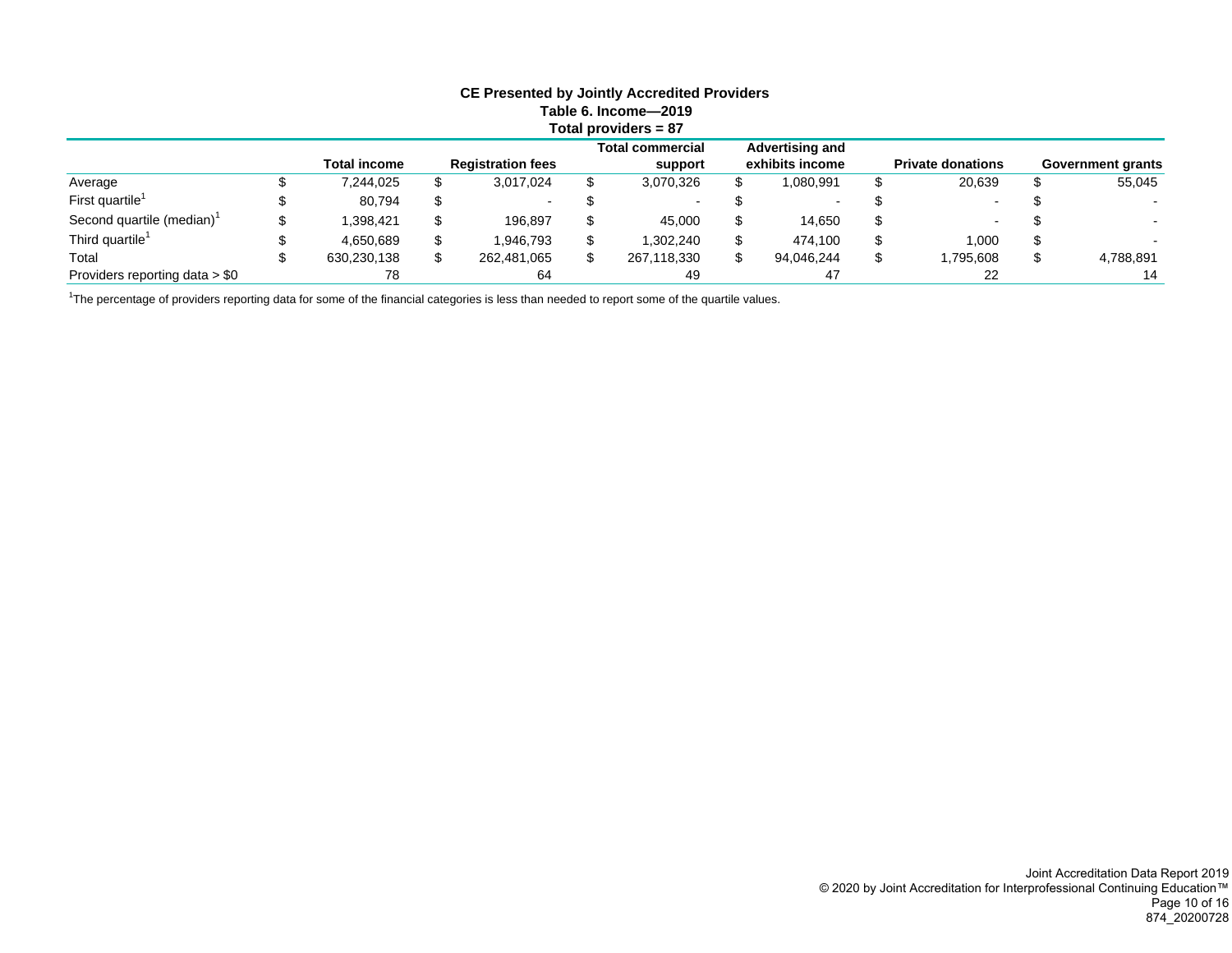**CE Presented by Jointly Accredited Providers**
**Table 6. Income—2019**
**Total providers = 87**

| | Total income | Registration fees | Total commercial support | Advertising and exhibits income | Private donations | Government grants |
|---|---|---|---|---|---|---|
| Average | $ 7,244,025 | $ 3,017,024 | $ 3,070,326 | $ 1,080,991 | $ 20,639 | $ 55,045 |
| First quartile[1] | $ 80,794 | $ - | $ - | $ - | $ - | $ - |
| Second quartile (median)[1] | $ 1,398,421 | $ 196,897 | $ 45,000 | $ 14,650 | $ - | $ - |
| Third quartile[1] | $ 4,650,689 | $ 1,946,793 | $ 1,302,240 | $ 474,100 | $ 1,000 | $ - |
| Total | $ 630,230,138 | $ 262,481,065 | $ 267,118,330 | $ 94,046,244 | $ 1,795,608 | $ 4,788,891 |
| Providers reporting data > $0 | 78 | 64 | 49 | 47 | 22 | 14 |

[1]The percentage of providers reporting data for some of the financial categories is less than needed to report some of the quartile values.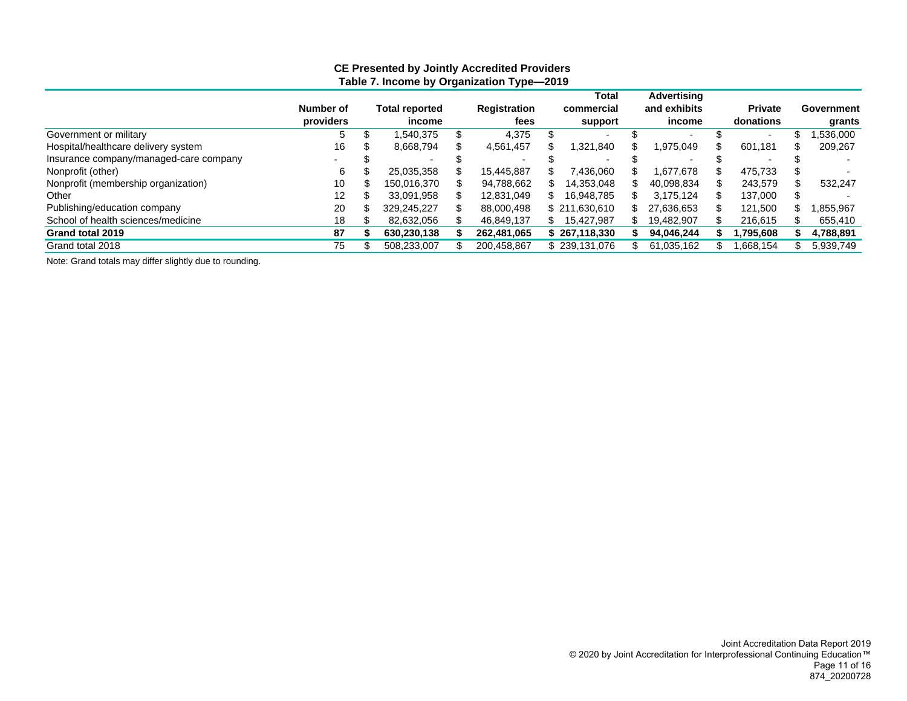## CE Presented by Jointly Accredited Providers

### Table 7. Income by Organization Type—2019

| | Number of providers | Total reported income | Registration fees | Total commercial support | Advertising and exhibits income | Private donations | Government grants |
|---|---|---|---|---|---|---|---|
| Government or military | 5 | $ 1,540,375 | $ 4,375 | $ - | $ - | $ - | $ 1,536,000 |
| Hospital/healthcare delivery system | 16 | $ 8,668,794 | $ 4,561,457 | $ 1,321,840 | $ 1,975,049 | $ 601,181 | $ 209,267 |
| Insurance company/managed-care company | - | $ - | $ - | $ - | $ - | $ - | $ - |
| Nonprofit (other) | 6 | $ 25,035,358 | $ 15,445,887 | $ 7,436,060 | $ 1,677,678 | $ 475,733 | $ - |
| Nonprofit (membership organization) | 10 | $ 150,016,370 | $ 94,788,662 | $ 14,353,048 | $ 40,098,834 | $ 243,579 | $ 532,247 |
| Other | 12 | $ 33,091,958 | $ 12,831,049 | $ 16,948,785 | $ 3,175,124 | $ 137,000 | $ - |
| Publishing/education company | 20 | $ 329,245,227 | $ 88,000,498 | $ 211,630,610 | $ 27,636,653 | $ 121,500 | $ 1,855,967 |
| School of health sciences/medicine | 18 | $ 82,632,056 | $ 46,849,137 | $ 15,427,987 | $ 19,482,907 | $ 216,615 | $ 655,410 |
| **Grand total 2019** | **87** | **$ 630,230,138** | **$ 262,481,065** | **$ 267,118,330** | **$ 94,046,244** | **$ 1,795,608** | **$ 4,788,891** |
| Grand total 2018 | 75 | $ 508,233,007 | $ 200,458,867 | $ 239,131,076 | $ 61,035,162 | $ 1,668,154 | $ 5,939,749 |

Note: Grand totals may differ slightly due to rounding.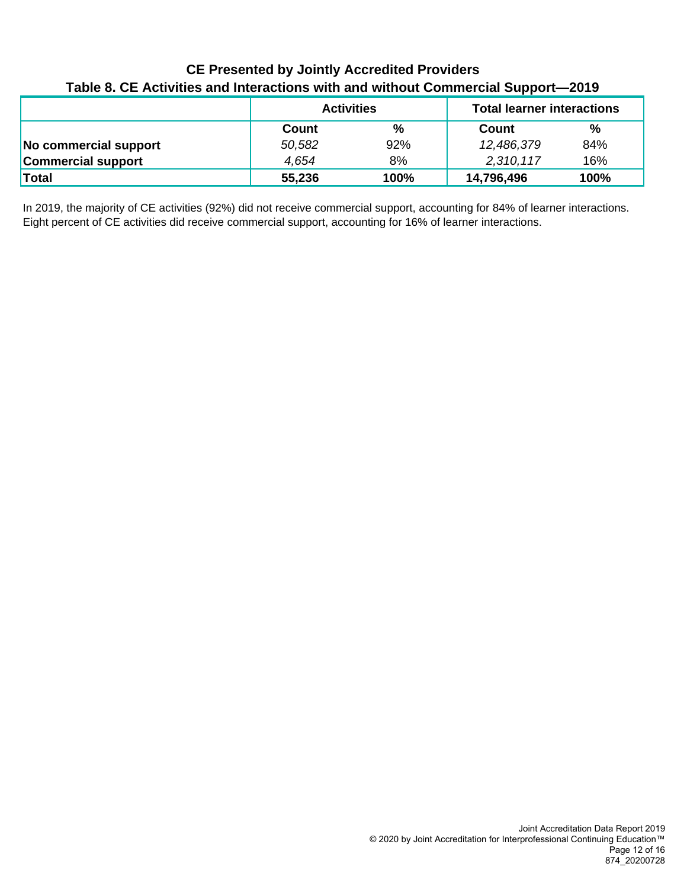## CE Presented by Jointly Accredited Providers

### Table 8. CE Activities and Interactions with and without Commercial Support—2019

| | Activities | | Total learner interactions | |
|---|---|---|---|---|
| | **Count** | **%** | **Count** | **%** |
| **No commercial support** | *50,582* | 92% | *12,486,379* | 84% |
| **Commercial support** | *4,654* | 8% | *2,310,117* | 16% |
| **Total** | **55,236** | **100%** | **14,796,496** | **100%** |

In 2019, the majority of CE activities (92%) did not receive commercial support, accounting for 84% of learner interactions. Eight percent of CE activities did receive commercial support, accounting for 16% of learner interactions.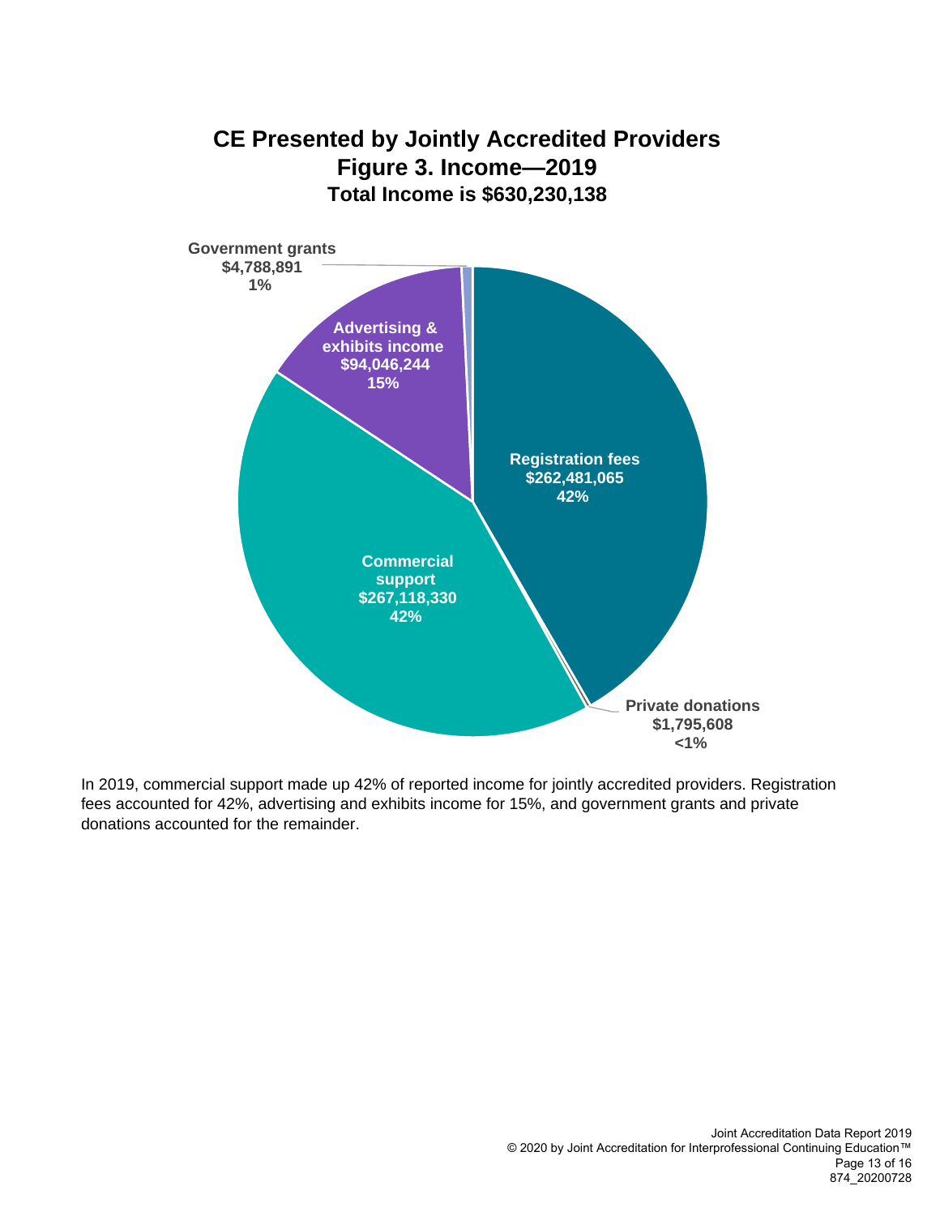## CE Presented by Jointly Accredited Providers

### Figure 3. Income—2019

**Total Income is $630,230,138**

Government grants
$4,788,891
1%

Advertising & exhibits income
$94,046,244
15%

Registration fees
$262,481,065
42%

Commercial support
$267,118,330
42%

Private donations
$1,795,608
<1%

In 2019, commercial support made up 42% of reported income for jointly accredited providers. Registration fees accounted for 42%, advertising and exhibits income for 15%, and government grants and private donations accounted for the remainder.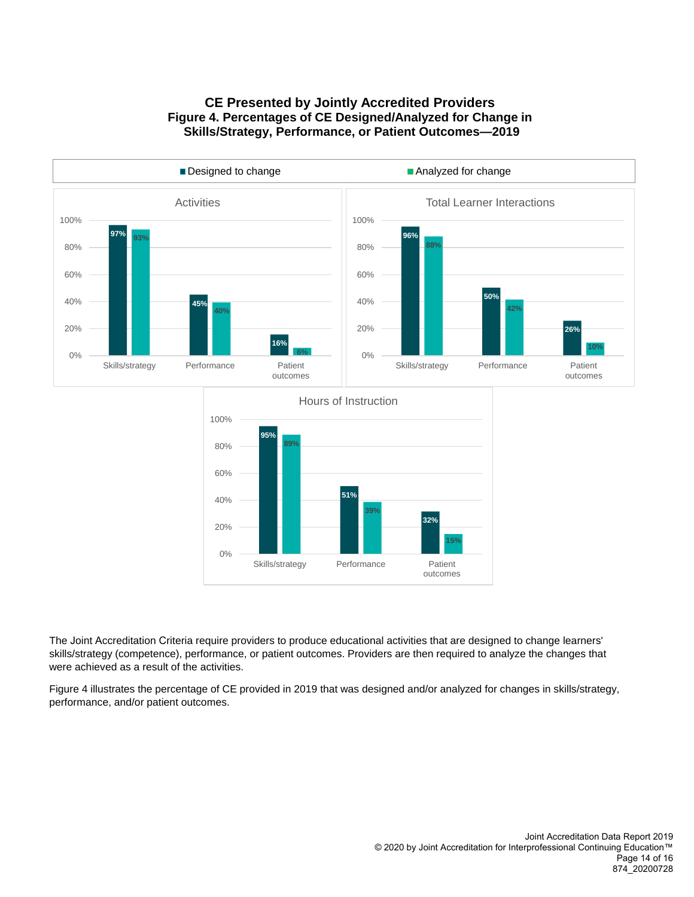## CE Presented by Jointly Accredited Providers

### Figure 4. Percentages of CE Designed/Analyzed for Change in Skills/Strategy, Performance, or Patient Outcomes—2019

**Activities**

| | Designed to change | Analyzed for change |
|---|---|---|
| Skills/strategy | 97% | 93% |
| Performance | 45% | 40% |
| Patient outcomes | 16% | 6% |

**Total Learner Interactions**

| | Designed to change | Analyzed for change |
|---|---|---|
| Skills/strategy | 96% | 88% |
| Performance | 50% | 42% |
| Patient outcomes | 26% | 10% |

**Hours of Instruction**

| | Designed to change | Analyzed for change |
|---|---|---|
| Skills/strategy | 95% | 89% |
| Performance | 51% | 39% |
| Patient outcomes | 32% | 15% |

The Joint Accreditation Criteria require providers to produce educational activities that are designed to change learners' skills/strategy (competence), performance, or patient outcomes. Providers are then required to analyze the changes that were achieved as a result of the activities.

Figure 4 illustrates the percentage of CE provided in 2019 that was designed and/or analyzed for changes in skills/strategy, performance, and/or patient outcomes.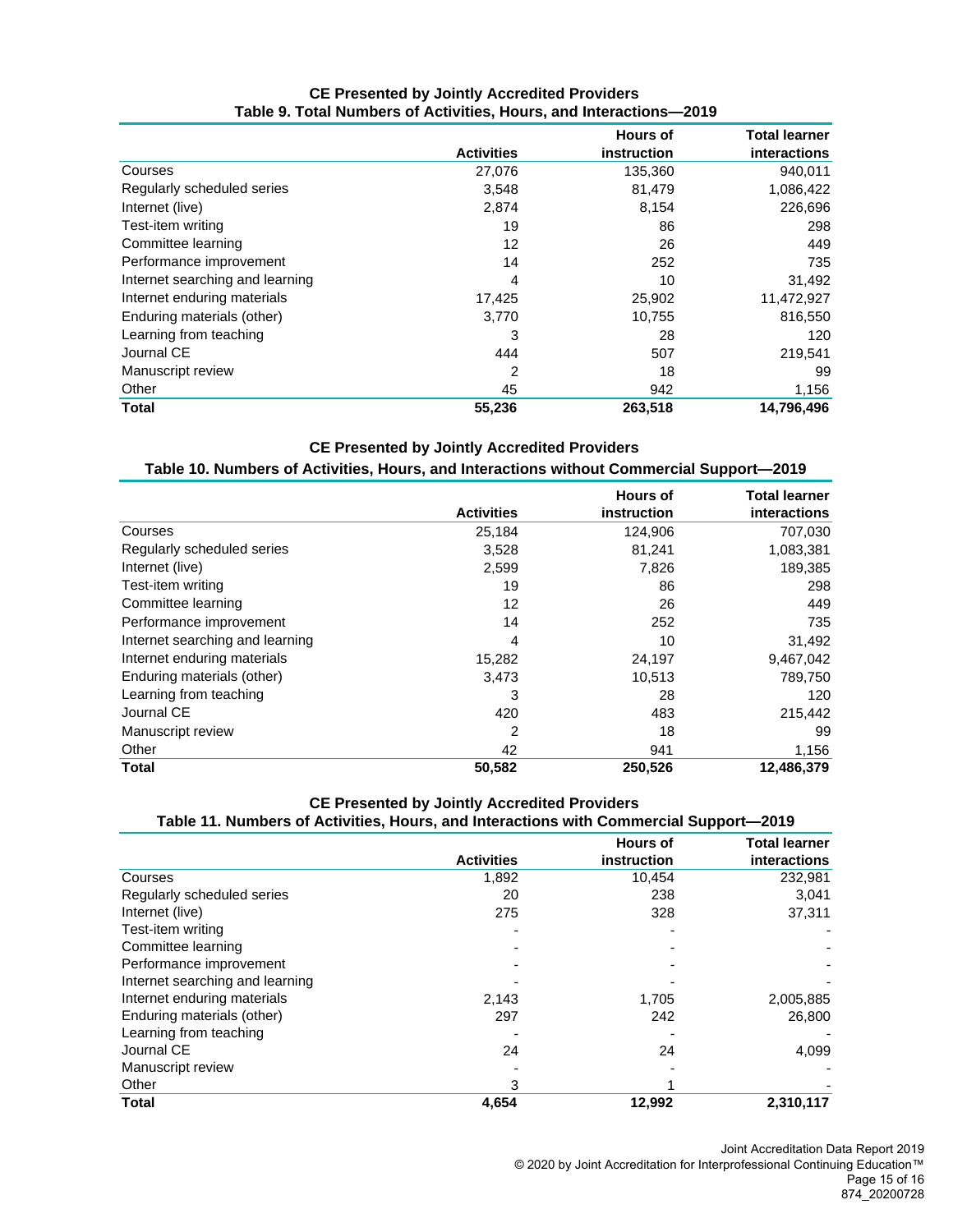## CE Presented by Jointly Accredited Providers

### Table 9. Total Numbers of Activities, Hours, and Interactions—2019

| | Activities | Hours of instruction | Total learner interactions |
|---|---|---|---|
| Courses | 27,076 | 135,360 | 940,011 |
| Regularly scheduled series | 3,548 | 81,479 | 1,086,422 |
| Internet (live) | 2,874 | 8,154 | 226,696 |
| Test-item writing | 19 | 86 | 298 |
| Committee learning | 12 | 26 | 449 |
| Performance improvement | 14 | 252 | 735 |
| Internet searching and learning | 4 | 10 | 31,492 |
| Internet enduring materials | 17,425 | 25,902 | 11,472,927 |
| Enduring materials (other) | 3,770 | 10,755 | 816,550 |
| Learning from teaching | 3 | 28 | 120 |
| Journal CE | 444 | 507 | 219,541 |
| Manuscript review | 2 | 18 | 99 |
| Other | 45 | 942 | 1,156 |
| **Total** | **55,236** | **263,518** | **14,796,496** |

## CE Presented by Jointly Accredited Providers

### Table 10. Numbers of Activities, Hours, and Interactions without Commercial Support—2019

| | Activities | Hours of instruction | Total learner interactions |
|---|---|---|---|
| Courses | 25,184 | 124,906 | 707,030 |
| Regularly scheduled series | 3,528 | 81,241 | 1,083,381 |
| Internet (live) | 2,599 | 7,826 | 189,385 |
| Test-item writing | 19 | 86 | 298 |
| Committee learning | 12 | 26 | 449 |
| Performance improvement | 14 | 252 | 735 |
| Internet searching and learning | 4 | 10 | 31,492 |
| Internet enduring materials | 15,282 | 24,197 | 9,467,042 |
| Enduring materials (other) | 3,473 | 10,513 | 789,750 |
| Learning from teaching | 3 | 28 | 120 |
| Journal CE | 420 | 483 | 215,442 |
| Manuscript review | 2 | 18 | 99 |
| Other | 42 | 941 | 1,156 |
| **Total** | **50,582** | **250,526** | **12,486,379** |

## CE Presented by Jointly Accredited Providers

### Table 11. Numbers of Activities, Hours, and Interactions with Commercial Support—2019

| | Activities | Hours of instruction | Total learner interactions |
|---|---|---|---|
| Courses | 1,892 | 10,454 | 232,981 |
| Regularly scheduled series | 20 | 238 | 3,041 |
| Internet (live) | 275 | 328 | 37,311 |
| Test-item writing | - | - | - |
| Committee learning | - | - | - |
| Performance improvement | - | - | - |
| Internet searching and learning | - | - | - |
| Internet enduring materials | 2,143 | 1,705 | 2,005,885 |
| Enduring materials (other) | 297 | 242 | 26,800 |
| Learning from teaching | - | - | - |
| Journal CE | 24 | 24 | 4,099 |
| Manuscript review | - | - | - |
| Other | 3 | 1 | - |
| **Total** | **4,654** | **12,992** | **2,310,117** |

Joint Accreditation Data Report 2019
© 2020 by Joint Accreditation for Interprofessional Continuing Education™
874_20200728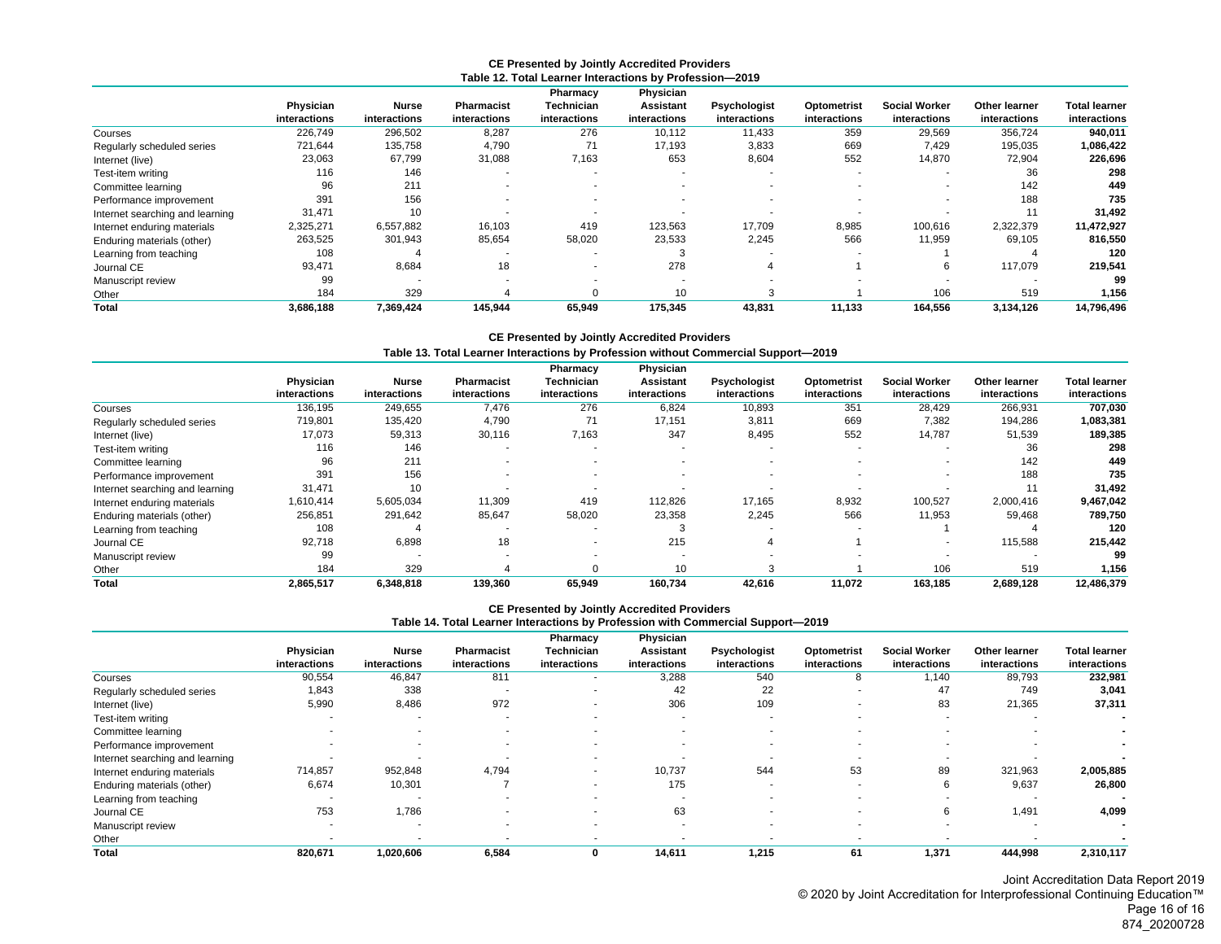## CE Presented by Jointly Accredited Providers

### Table 12. Total Learner Interactions by Profession—2019

| | Physician interactions | Nurse interactions | Pharmacist interactions | Pharmacy Technician interactions | Physician Assistant interactions | Psychologist interactions | Optometrist interactions | Social Worker interactions | Other learner interactions | Total learner interactions |
|---|---|---|---|---|---|---|---|---|---|---|
| Courses | 226,749 | 296,502 | 8,287 | 276 | 10,112 | 11,433 | 359 | 29,569 | 356,724 | **940,011** |
| Regularly scheduled series | 721,644 | 135,758 | 4,790 | 71 | 17,193 | 3,833 | 669 | 7,429 | 195,035 | **1,086,422** |
| Internet (live) | 23,063 | 67,799 | 31,088 | 7,163 | 653 | 8,604 | 552 | 14,870 | 72,904 | **226,696** |
| Test-item writing | 116 | 146 | - | - | - | - | - | - | 36 | **298** |
| Committee learning | 96 | 211 | - | - | - | - | - | - | 142 | **449** |
| Performance improvement | 391 | 156 | - | - | - | - | - | - | 188 | **735** |
| Internet searching and learning | 31,471 | 10 | - | - | - | - | - | - | 11 | **31,492** |
| Internet enduring materials | 2,325,271 | 6,557,882 | 16,103 | 419 | 123,563 | 17,709 | 8,985 | 100,616 | 2,322,379 | **11,472,927** |
| Enduring materials (other) | 263,525 | 301,943 | 85,654 | 58,020 | 23,533 | 2,245 | 566 | 11,959 | 69,105 | **816,550** |
| Learning from teaching | 108 | 4 | - | - | 3 | - | - | 1 | 4 | **120** |
| Journal CE | 93,471 | 8,684 | 18 | - | 278 | 4 | 1 | 6 | 117,079 | **219,541** |
| Manuscript review | 99 | - | - | - | - | - | - | - | - | **99** |
| Other | 184 | 329 | 4 | 0 | 10 | 3 | 1 | 106 | 519 | **1,156** |
| **Total** | **3,686,188** | **7,369,424** | **145,944** | **65,949** | **175,345** | **43,831** | **11,133** | **164,556** | **3,134,126** | **14,796,496** |

## CE Presented by Jointly Accredited Providers

### Table 13. Total Learner Interactions by Profession without Commercial Support—2019

| | Physician interactions | Nurse interactions | Pharmacist interactions | Pharmacy Technician interactions | Physician Assistant interactions | Psychologist interactions | Optometrist interactions | Social Worker interactions | Other learner interactions | Total learner interactions |
|---|---|---|---|---|---|---|---|---|---|---|
| Courses | 136,195 | 249,655 | 7,476 | 276 | 6,824 | 10,893 | 351 | 28,429 | 266,931 | **707,030** |
| Regularly scheduled series | 719,801 | 135,420 | 4,790 | 71 | 17,151 | 3,811 | 669 | 7,382 | 194,286 | **1,083,381** |
| Internet (live) | 17,073 | 59,313 | 30,116 | 7,163 | 347 | 8,495 | 552 | 14,787 | 51,539 | **189,385** |
| Test-item writing | 116 | 146 | - | - | - | - | - | - | 36 | **298** |
| Committee learning | 96 | 211 | - | - | - | - | - | - | 142 | **449** |
| Performance improvement | 391 | 156 | - | - | - | - | - | - | 188 | **735** |
| Internet searching and learning | 31,471 | 10 | - | - | - | - | - | - | 11 | **31,492** |
| Internet enduring materials | 1,610,414 | 5,605,034 | 11,309 | 419 | 112,826 | 17,165 | 8,932 | 100,527 | 2,000,416 | **9,467,042** |
| Enduring materials (other) | 256,851 | 291,642 | 85,647 | 58,020 | 23,358 | 2,245 | 566 | 11,953 | 59,468 | **789,750** |
| Learning from teaching | 108 | 4 | - | - | 3 | - | - | 1 | 4 | **120** |
| Journal CE | 92,718 | 6,898 | 18 | - | 215 | 4 | 1 | - | 115,588 | **215,442** |
| Manuscript review | 99 | - | - | - | - | - | - | - | - | **99** |
| Other | 184 | 329 | 4 | 0 | 10 | 3 | 1 | 106 | 519 | **1,156** |
| **Total** | **2,865,517** | **6,348,818** | **139,360** | **65,949** | **160,734** | **42,616** | **11,072** | **163,185** | **2,689,128** | **12,486,379** |

## CE Presented by Jointly Accredited Providers

### Table 14. Total Learner Interactions by Profession with Commercial Support—2019

| | Physician interactions | Nurse interactions | Pharmacist interactions | Pharmacy Technician interactions | Physician Assistant interactions | Psychologist interactions | Optometrist interactions | Social Worker interactions | Other learner interactions | Total learner interactions |
|---|---|---|---|---|---|---|---|---|---|---|
| Courses | 90,554 | 46,847 | 811 | - | 3,288 | 540 | 8 | 1,140 | 89,793 | **232,981** |
| Regularly scheduled series | 1,843 | 338 | - | - | 42 | 22 | - | 47 | 749 | **3,041** |
| Internet (live) | 5,990 | 8,486 | 972 | - | 306 | 109 | - | 83 | 21,365 | **37,311** |
| Test-item writing | - | - | - | - | - | - | - | - | - | **-** |
| Committee learning | - | - | - | - | - | - | - | - | - | **-** |
| Performance improvement | - | - | - | - | - | - | - | - | - | **-** |
| Internet searching and learning | - | - | - | - | - | - | - | - | - | **-** |
| Internet enduring materials | 714,857 | 952,848 | 4,794 | - | 10,737 | 544 | 53 | 89 | 321,963 | **2,005,885** |
| Enduring materials (other) | 6,674 | 10,301 | 7 | - | 175 | - | - | 6 | 9,637 | **26,800** |
| Learning from teaching | - | - | - | - | - | - | - | - | - | **-** |
| Journal CE | 753 | 1,786 | - | - | 63 | - | - | 6 | 1,491 | **4,099** |
| Manuscript review | - | - | - | - | - | - | - | - | - | **-** |
| Other | - | - | - | - | - | - | - | - | - | **-** |
| **Total** | **820,671** | **1,020,606** | **6,584** | **0** | **14,611** | **1,215** | **61** | **1,371** | **444,998** | **2,310,117** |

Joint Accreditation Data Report 2019
© 2020 by Joint Accreditation for Interprofessional Continuing Education™
874_20200728